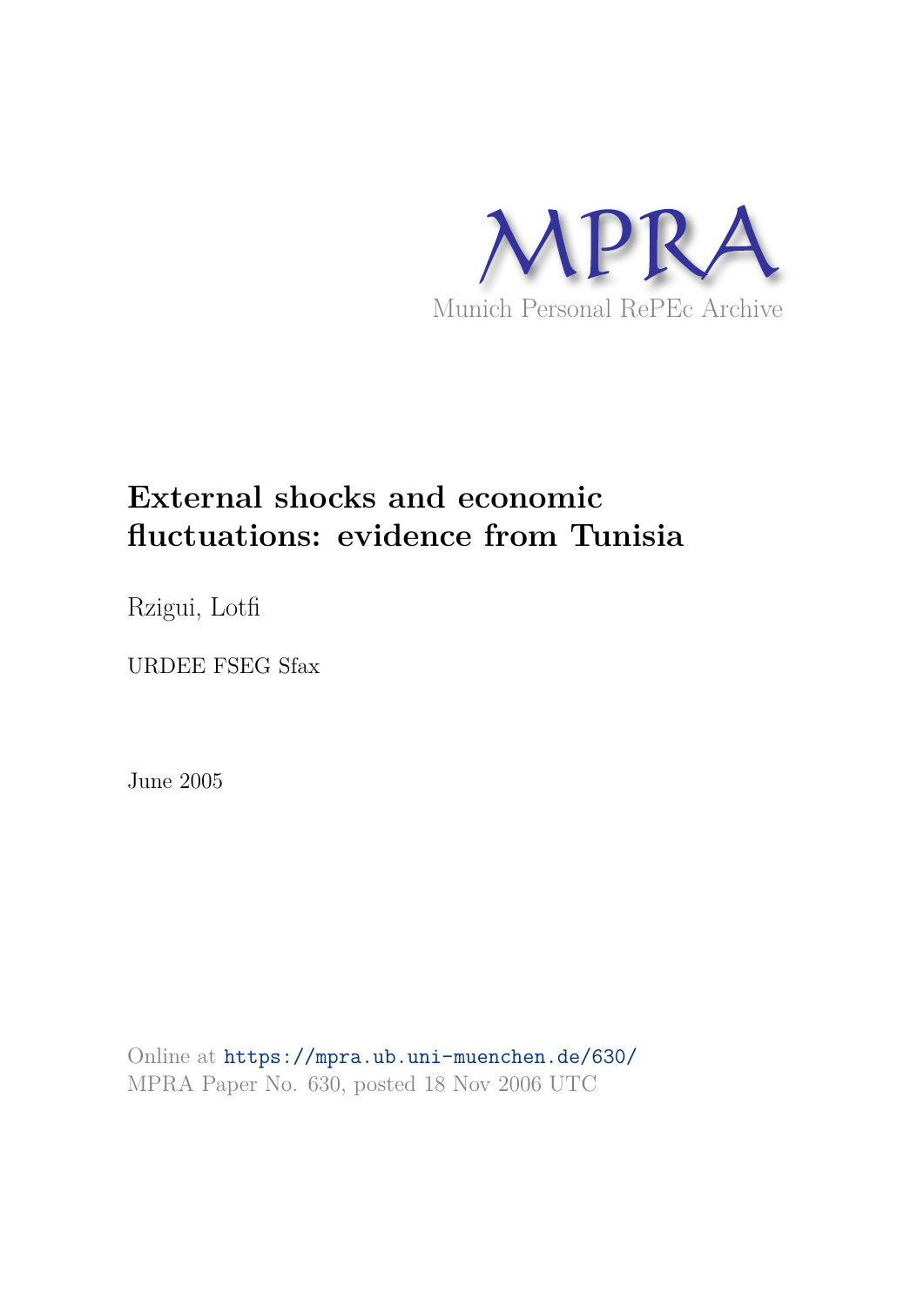MPRA

Munich Personal RePEc Archive

# External shocks and economic fluctuations: evidence from Tunisia

Rzigui, Lotfi

URDEE FSEG Sfax

June 2005

Online at https://mpra.ub.uni-muenchen.de/630/

MPRA Paper No. 630, posted 18 Nov 2006 UTC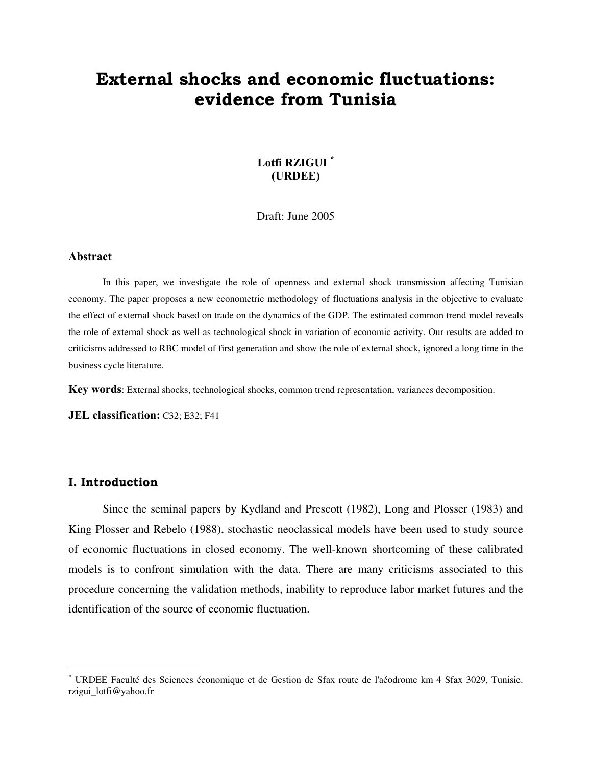# External shocks and economic fluctuations: evidence from Tunisia

**Lotfi RZIGUI** [*]
**(URDEE)**

Draft: June 2005

### Abstract

In this paper, we investigate the role of openness and external shock transmission affecting Tunisian economy. The paper proposes a new econometric methodology of fluctuations analysis in the objective to evaluate the effect of external shock based on trade on the dynamics of the GDP. The estimated common trend model reveals the role of external shock as well as technological shock in variation of economic activity. Our results are added to criticisms addressed to RBC model of first generation and show the role of external shock, ignored a long time in the business cycle literature.

**Key words**: External shocks, technological shocks, common trend representation, variances decomposition.

**JEL classification:** C32; E32; F41

## I. Introduction

Since the seminal papers by Kydland and Prescott (1982), Long and Plosser (1983) and King Plosser and Rebelo (1988), stochastic neoclassical models have been used to study source of economic fluctuations in closed economy. The well-known shortcoming of these calibrated models is to confront simulation with the data. There are many criticisms associated to this procedure concerning the validation methods, inability to reproduce labor market futures and the identification of the source of economic fluctuation.

---

[*] URDEE Faculté des Sciences économique et de Gestion de Sfax route de l'aéodrome km 4 Sfax 3029, Tunisie. rzigui_lotfi@yahoo.fr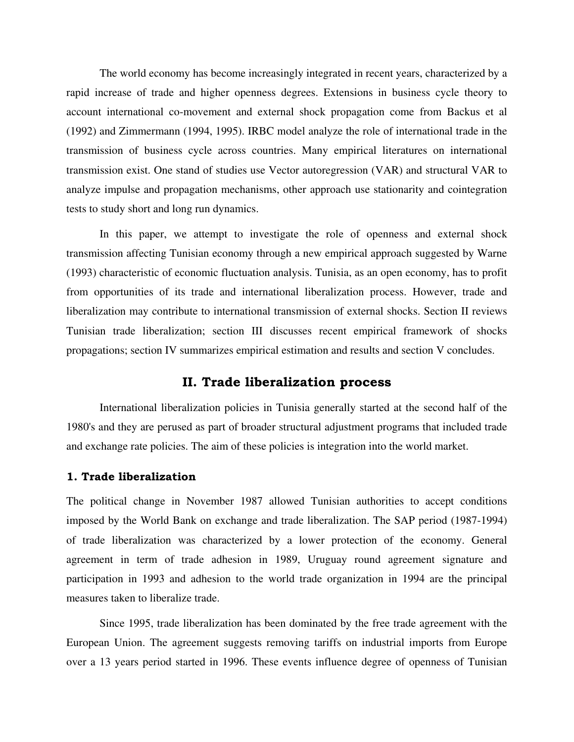The world economy has become increasingly integrated in recent years, characterized by a rapid increase of trade and higher openness degrees. Extensions in business cycle theory to account international co-movement and external shock propagation come from Backus et al (1992) and Zimmermann (1994, 1995). IRBC model analyze the role of international trade in the transmission of business cycle across countries. Many empirical literatures on international transmission exist. One stand of studies use Vector autoregression (VAR) and structural VAR to analyze impulse and propagation mechanisms, other approach use stationarity and cointegration tests to study short and long run dynamics.

In this paper, we attempt to investigate the role of openness and external shock transmission affecting Tunisian economy through a new empirical approach suggested by Warne (1993) characteristic of economic fluctuation analysis. Tunisia, as an open economy, has to profit from opportunities of its trade and international liberalization process. However, trade and liberalization may contribute to international transmission of external shocks. Section II reviews Tunisian trade liberalization; section III discusses recent empirical framework of shocks propagations; section IV summarizes empirical estimation and results and section V concludes.

## II. Trade liberalization process

International liberalization policies in Tunisia generally started at the second half of the 1980's and they are perused as part of broader structural adjustment programs that included trade and exchange rate policies. The aim of these policies is integration into the world market.

### 1. Trade liberalization

The political change in November 1987 allowed Tunisian authorities to accept conditions imposed by the World Bank on exchange and trade liberalization. The SAP period (1987-1994) of trade liberalization was characterized by a lower protection of the economy. General agreement in term of trade adhesion in 1989, Uruguay round agreement signature and participation in 1993 and adhesion to the world trade organization in 1994 are the principal measures taken to liberalize trade.

Since 1995, trade liberalization has been dominated by the free trade agreement with the European Union. The agreement suggests removing tariffs on industrial imports from Europe over a 13 years period started in 1996. These events influence degree of openness of Tunisian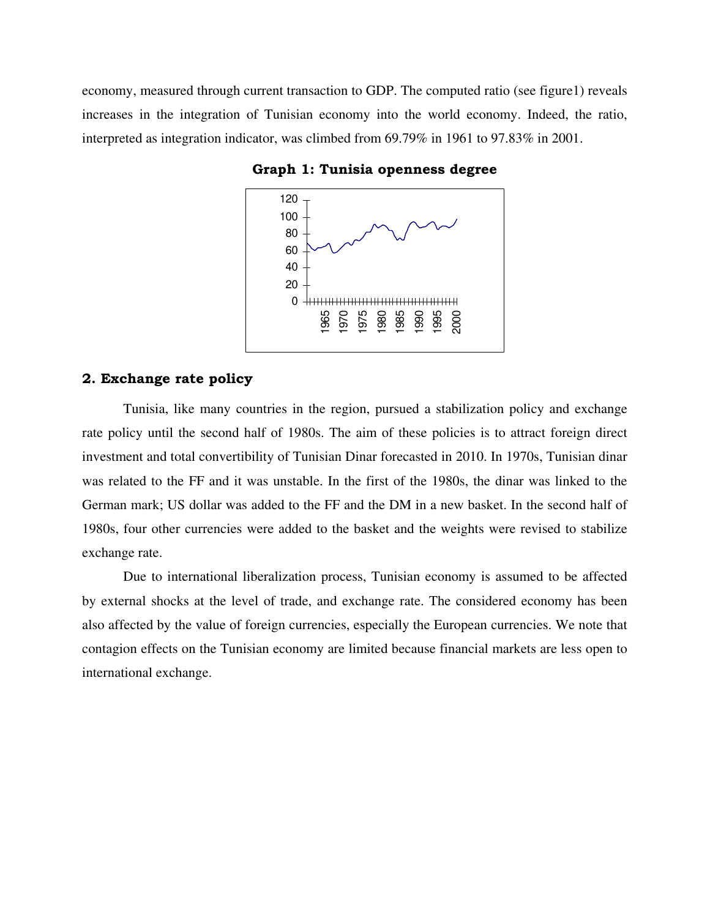economy, measured through current transaction to GDP. The computed ratio (see figure1) reveals increases in the integration of Tunisian economy into the world economy. Indeed, the ratio, interpreted as integration indicator, was climbed from 69.79% in 1961 to 97.83% in 2001.

**Graph 1: Tunisia openness degree**

## 2. Exchange rate policy

Tunisia, like many countries in the region, pursued a stabilization policy and exchange rate policy until the second half of 1980s. The aim of these policies is to attract foreign direct investment and total convertibility of Tunisian Dinar forecasted in 2010. In 1970s, Tunisian dinar was related to the FF and it was unstable. In the first of the 1980s, the dinar was linked to the German mark; US dollar was added to the FF and the DM in a new basket. In the second half of 1980s, four other currencies were added to the basket and the weights were revised to stabilize exchange rate.

Due to international liberalization process, Tunisian economy is assumed to be affected by external shocks at the level of trade, and exchange rate. The considered economy has been also affected by the value of foreign currencies, especially the European currencies. We note that contagion effects on the Tunisian economy are limited because financial markets are less open to international exchange.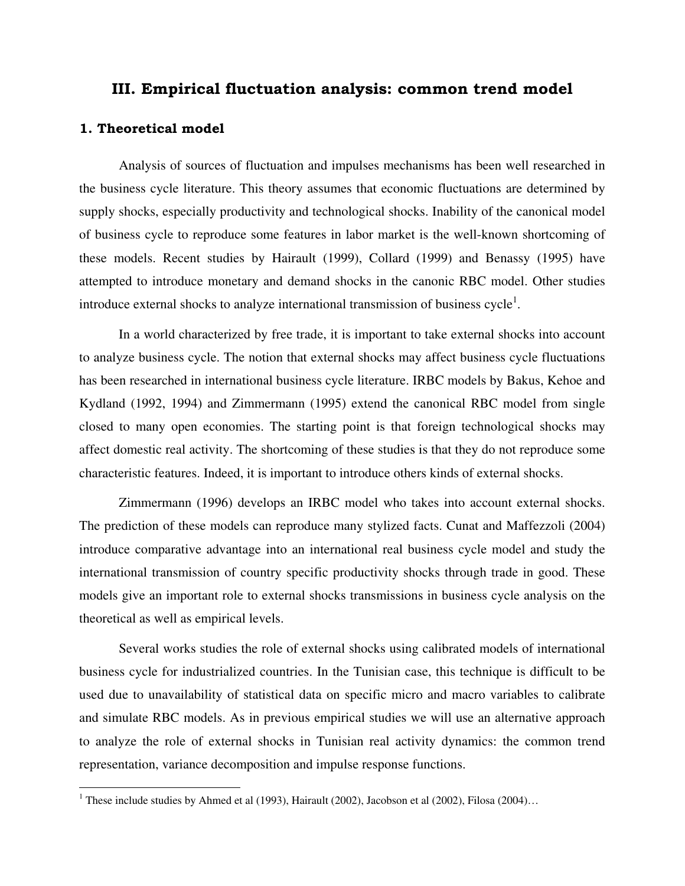## III. Empirical fluctuation analysis: common trend model

### 1. Theoretical model

Analysis of sources of fluctuation and impulses mechanisms has been well researched in the business cycle literature. This theory assumes that economic fluctuations are determined by supply shocks, especially productivity and technological shocks. Inability of the canonical model of business cycle to reproduce some features in labor market is the well-known shortcoming of these models. Recent studies by Hairault (1999), Collard (1999) and Benassy (1995) have attempted to introduce monetary and demand shocks in the canonic RBC model. Other studies introduce external shocks to analyze international transmission of business cycle[1].

In a world characterized by free trade, it is important to take external shocks into account to analyze business cycle. The notion that external shocks may affect business cycle fluctuations has been researched in international business cycle literature. IRBC models by Bakus, Kehoe and Kydland (1992, 1994) and Zimmermann (1995) extend the canonical RBC model from single closed to many open economies. The starting point is that foreign technological shocks may affect domestic real activity. The shortcoming of these studies is that they do not reproduce some characteristic features. Indeed, it is important to introduce others kinds of external shocks.

Zimmermann (1996) develops an IRBC model who takes into account external shocks. The prediction of these models can reproduce many stylized facts. Cunat and Maffezzoli (2004) introduce comparative advantage into an international real business cycle model and study the international transmission of country specific productivity shocks through trade in good. These models give an important role to external shocks transmissions in business cycle analysis on the theoretical as well as empirical levels.

Several works studies the role of external shocks using calibrated models of international business cycle for industrialized countries. In the Tunisian case, this technique is difficult to be used due to unavailability of statistical data on specific micro and macro variables to calibrate and simulate RBC models. As in previous empirical studies we will use an alternative approach to analyze the role of external shocks in Tunisian real activity dynamics: the common trend representation, variance decomposition and impulse response functions.

---

[1] These include studies by Ahmed et al (1993), Hairault (2002), Jacobson et al (2002), Filosa (2004)…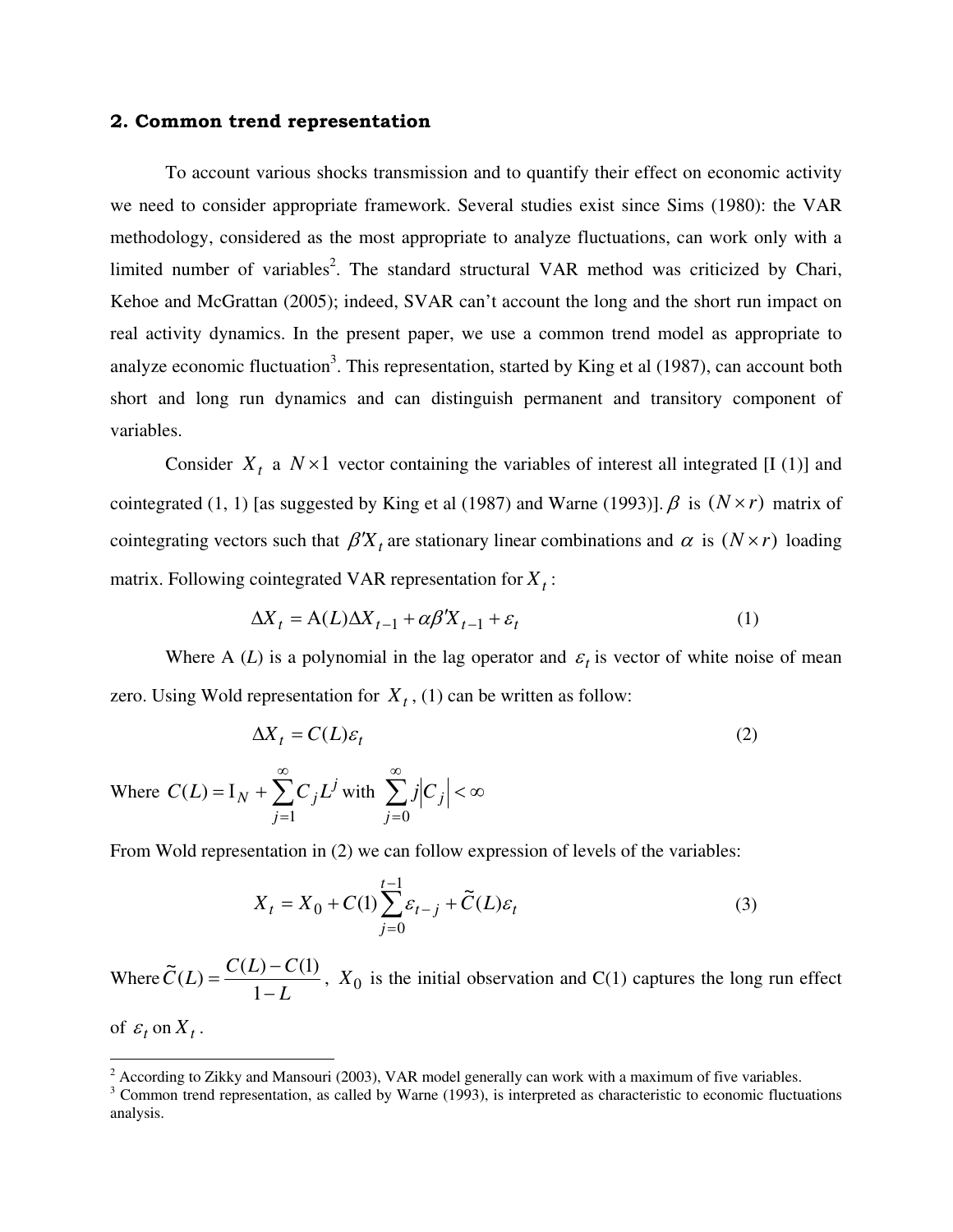## 2. Common trend representation

To account various shocks transmission and to quantify their effect on economic activity we need to consider appropriate framework. Several studies exist since Sims (1980): the VAR methodology, considered as the most appropriate to analyze fluctuations, can work only with a limited number of variables[2]. The standard structural VAR method was criticized by Chari, Kehoe and McGrattan (2005); indeed, SVAR can't account the long and the short run impact on real activity dynamics. In the present paper, we use a common trend model as appropriate to analyze economic fluctuation[3]. This representation, started by King et al (1987), can account both short and long run dynamics and can distinguish permanent and transitory component of variables.

Consider $X_t$ a $N \times 1$ vector containing the variables of interest all integrated [I (1)] and cointegrated (1, 1) [as suggested by King et al (1987) and Warne (1993)]. $\beta$ is $(N \times r)$ matrix of cointegrating vectors such that $\beta' X_t$ are stationary linear combinations and $\alpha$ is $(N \times r)$ loading matrix. Following cointegrated VAR representation for $X_t$ :

$$\Delta X_t = \mathrm{A}(L)\Delta X_{t-1} + \alpha\beta' X_{t-1} + \varepsilon_t \tag{1}$$

Where A (*L*) is a polynomial in the lag operator and $\varepsilon_t$ is vector of white noise of mean zero. Using Wold representation for $X_t$, (1) can be written as follow:

$$\Delta X_t = C(L)\varepsilon_t \tag{2}$$

Where $C(L) = \mathrm{I}_N + \sum_{j=1}^{\infty} C_j L^j$ with $\sum_{j=0}^{\infty} j\left|C_j\right| < \infty$

From Wold representation in (2) we can follow expression of levels of the variables:

$$X_t = X_0 + C(1)\sum_{j=0}^{t-1} \varepsilon_{t-j} + \tilde{C}(L)\varepsilon_t \tag{3}$$

Where $\tilde{C}(L) = \dfrac{C(L) - C(1)}{1 - L}$, $X_0$ is the initial observation and C(1) captures the long run effect of $\varepsilon_t$ on $X_t$.

---

[2] According to Zikky and Mansouri (2003), VAR model generally can work with a maximum of five variables.

[3] Common trend representation, as called by Warne (1993), is interpreted as characteristic to economic fluctuations analysis.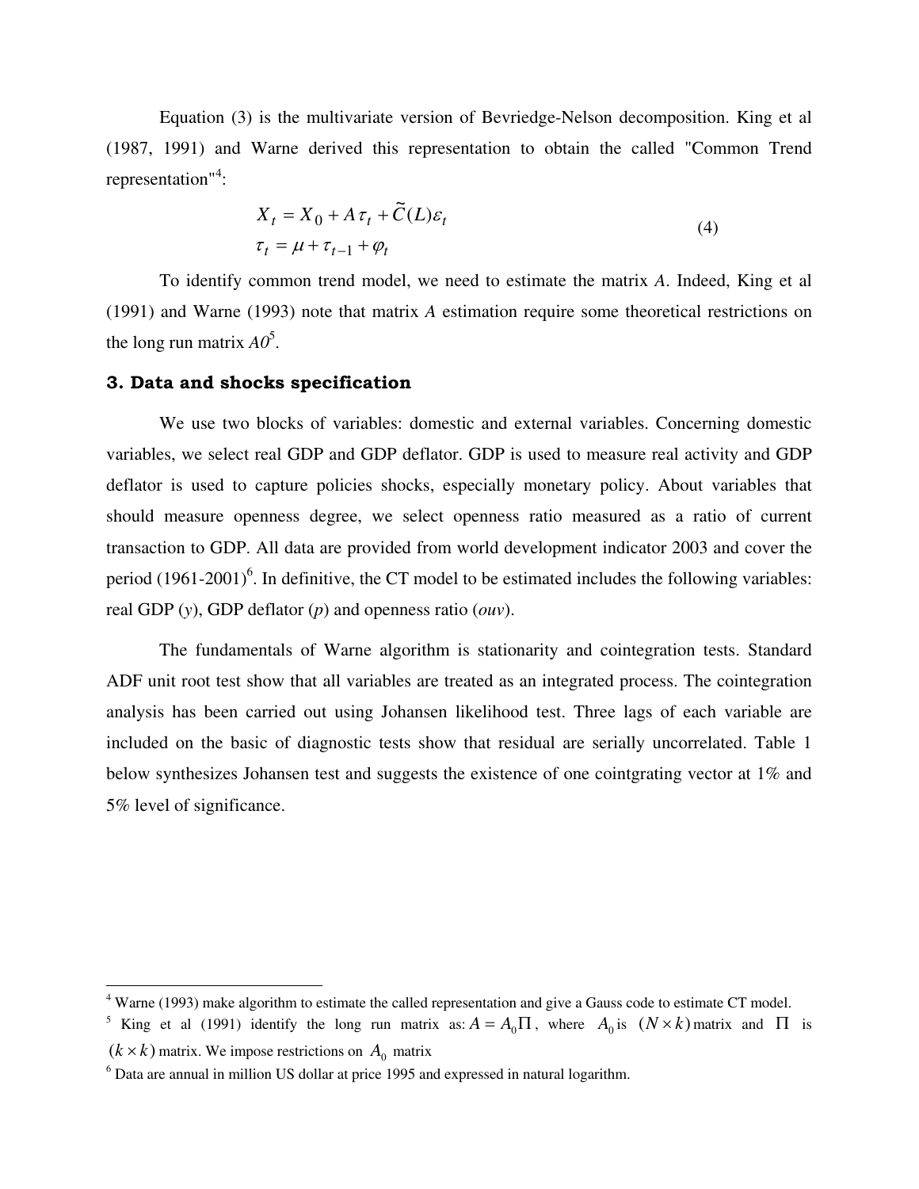Equation (3) is the multivariate version of Bevriedge-Nelson decomposition. King et al (1987, 1991) and Warne derived this representation to obtain the called "Common Trend representation"[4]:

$$
\begin{aligned}
X_t &= X_0 + A\tau_t + \tilde{C}(L)\varepsilon_t \\
\tau_t &= \mu + \tau_{t-1} + \varphi_t
\end{aligned}
\tag{4}
$$

To identify common trend model, we need to estimate the matrix *A*. Indeed, King et al (1991) and Warne (1993) note that matrix *A* estimation require some theoretical restrictions on the long run matrix *A0*[5].

### 3. Data and shocks specification

We use two blocks of variables: domestic and external variables. Concerning domestic variables, we select real GDP and GDP deflator. GDP is used to measure real activity and GDP deflator is used to capture policies shocks, especially monetary policy. About variables that should measure openness degree, we select openness ratio measured as a ratio of current transaction to GDP. All data are provided from world development indicator 2003 and cover the period (1961-2001)[6]. In definitive, the CT model to be estimated includes the following variables: real GDP (*y*), GDP deflator (*p*) and openness ratio (*ouv*).

The fundamentals of Warne algorithm is stationarity and cointegration tests. Standard ADF unit root test show that all variables are treated as an integrated process. The cointegration analysis has been carried out using Johansen likelihood test. Three lags of each variable are included on the basic of diagnostic tests show that residual are serially uncorrelated. Table 1 below synthesizes Johansen test and suggests the existence of one cointgrating vector at 1% and 5% level of significance.

---

[4] Warne (1993) make algorithm to estimate the called representation and give a Gauss code to estimate CT model.

[5] King et al (1991) identify the long run matrix as: $A = A_0\Pi$, where $A_0$ is $(N \times k)$ matrix and $\Pi$ is $(k \times k)$ matrix. We impose restrictions on $A_0$ matrix

[6] Data are annual in million US dollar at price 1995 and expressed in natural logarithm.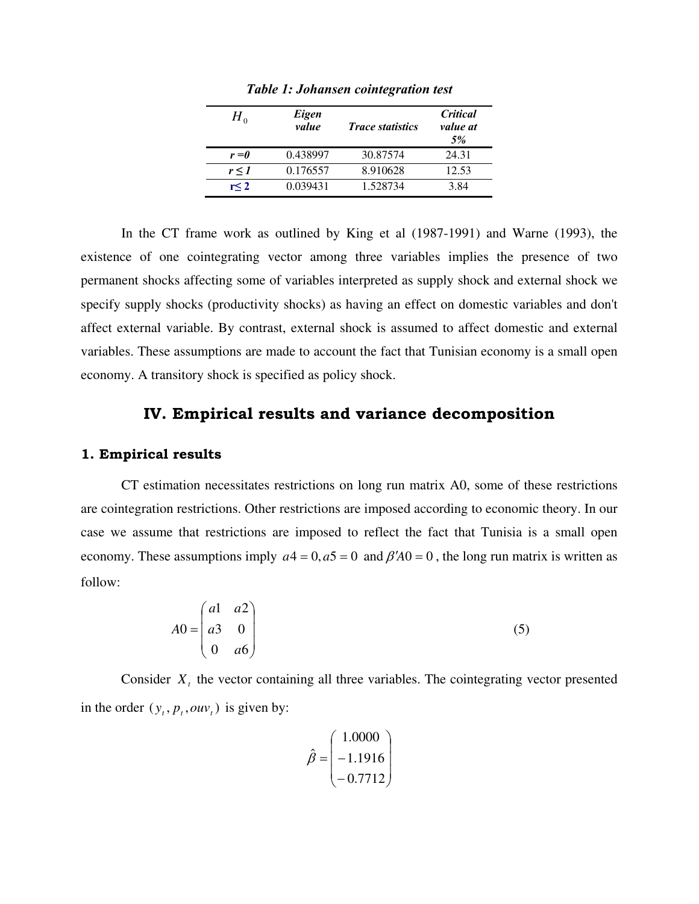*Table 1: Johansen cointegration test*

| $H_0$ | Eigen value | Trace statistics | Critical value at 5% |
|---|---|---|---|
| *r =0* | 0.438997 | 30.87574 | 24.31 |
| *r ≤ 1* | 0.176557 | 8.910628 | 12.53 |
| r≤ 2 | 0.039431 | 1.528734 | 3.84 |

In the CT frame work as outlined by King et al (1987-1991) and Warne (1993), the existence of one cointegrating vector among three variables implies the presence of two permanent shocks affecting some of variables interpreted as supply shock and external shock we specify supply shocks (productivity shocks) as having an effect on domestic variables and don't affect external variable. By contrast, external shock is assumed to affect domestic and external variables. These assumptions are made to account the fact that Tunisian economy is a small open economy. A transitory shock is specified as policy shock.

## IV. Empirical results and variance decomposition

### 1. Empirical results

CT estimation necessitates restrictions on long run matrix A0, some of these restrictions are cointegration restrictions. Other restrictions are imposed according to economic theory. In our case we assume that restrictions are imposed to reflect the fact that Tunisia is a small open economy. These assumptions imply $a4 = 0, a5 = 0$ and $\beta' A0 = 0$, the long run matrix is written as follow:

$$A0 = \begin{pmatrix} a1 & a2 \\ a3 & 0 \\ 0 & a6 \end{pmatrix} \tag{5}$$

Consider $X_t$ the vector containing all three variables. The cointegrating vector presented in the order $(y_t, p_t, ouv_t)$ is given by:

$$\hat{\beta} = \begin{pmatrix} 1.0000 \\ -1.1916 \\ -0.7712 \end{pmatrix}$$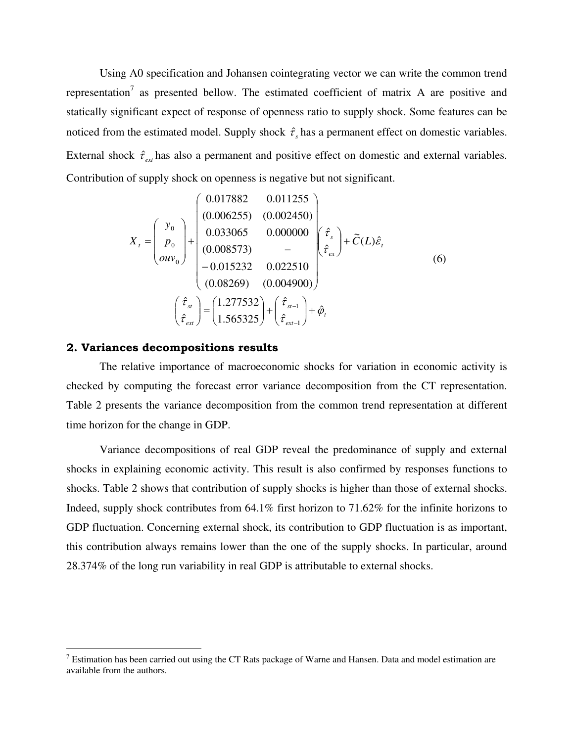Using A0 specification and Johansen cointegrating vector we can write the common trend representation[7] as presented bellow. The estimated coefficient of matrix A are positive and statically significant expect of response of openness ratio to supply shock. Some features can be noticed from the estimated model. Supply shock $\hat{\tau}_s$ has a permanent effect on domestic variables. External shock $\hat{\tau}_{ext}$ has also a permanent and positive effect on domestic and external variables. Contribution of supply shock on openness is negative but not significant.

$$
X_t = \begin{pmatrix} y_0 \\ p_0 \\ ouv_0 \end{pmatrix} + \begin{pmatrix} 0.017882 & 0.011255 \\ (0.006255) & (0.002450) \\ 0.033065 & 0.000000 \\ (0.008573) & - \\ -0.015232 & 0.022510 \\ (0.08269) & (0.004900) \end{pmatrix} \begin{pmatrix} \hat{\tau}_s \\ \hat{\tau}_{ex} \end{pmatrix} + \tilde{C}(L)\hat{\varepsilon}_t \tag{6}
$$

$$
\begin{pmatrix} \hat{\tau}_{st} \\ \hat{\tau}_{ext} \end{pmatrix} = \begin{pmatrix} 1.277532 \\ 1.565325 \end{pmatrix} + \begin{pmatrix} \hat{\tau}_{st-1} \\ \hat{\tau}_{ext-1} \end{pmatrix} + \hat{\varphi}_t
$$

## 2. Variances decompositions results

The relative importance of macroeconomic shocks for variation in economic activity is checked by computing the forecast error variance decomposition from the CT representation. Table 2 presents the variance decomposition from the common trend representation at different time horizon for the change in GDP.

Variance decompositions of real GDP reveal the predominance of supply and external shocks in explaining economic activity. This result is also confirmed by responses functions to shocks. Table 2 shows that contribution of supply shocks is higher than those of external shocks. Indeed, supply shock contributes from 64.1% first horizon to 71.62% for the infinite horizons to GDP fluctuation. Concerning external shock, its contribution to GDP fluctuation is as important, this contribution always remains lower than the one of the supply shocks. In particular, around 28.374% of the long run variability in real GDP is attributable to external shocks.

[7] Estimation has been carried out using the CT Rats package of Warne and Hansen. Data and model estimation are available from the authors.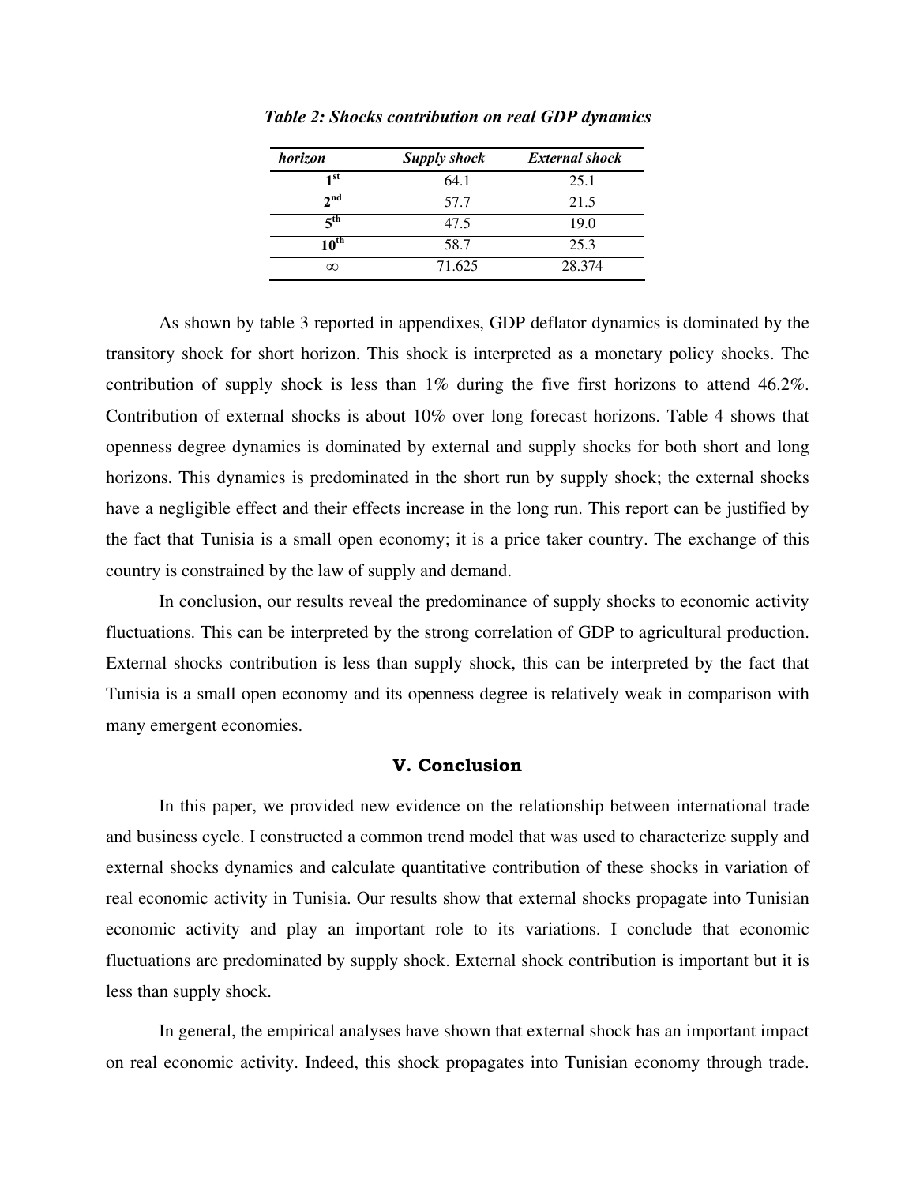***Table 2: Shocks contribution on real GDP dynamics***

| *horizon* | *Supply shock* | *External shock* |
|---|---|---|
| **1[st]** | 64.1 | 25.1 |
| **2[nd]** | 57.7 | 21.5 |
| **5[th]** | 47.5 | 19.0 |
| **10[th]** | 58.7 | 25.3 |
| ∞ | 71.625 | 28.374 |

As shown by table 3 reported in appendixes, GDP deflator dynamics is dominated by the transitory shock for short horizon. This shock is interpreted as a monetary policy shocks. The contribution of supply shock is less than 1% during the five first horizons to attend 46.2%. Contribution of external shocks is about 10% over long forecast horizons. Table 4 shows that openness degree dynamics is dominated by external and supply shocks for both short and long horizons. This dynamics is predominated in the short run by supply shock; the external shocks have a negligible effect and their effects increase in the long run. This report can be justified by the fact that Tunisia is a small open economy; it is a price taker country. The exchange of this country is constrained by the law of supply and demand.

In conclusion, our results reveal the predominance of supply shocks to economic activity fluctuations. This can be interpreted by the strong correlation of GDP to agricultural production. External shocks contribution is less than supply shock, this can be interpreted by the fact that Tunisia is a small open economy and its openness degree is relatively weak in comparison with many emergent economies.

## V. Conclusion

In this paper, we provided new evidence on the relationship between international trade and business cycle. I constructed a common trend model that was used to characterize supply and external shocks dynamics and calculate quantitative contribution of these shocks in variation of real economic activity in Tunisia. Our results show that external shocks propagate into Tunisian economic activity and play an important role to its variations. I conclude that economic fluctuations are predominated by supply shock. External shock contribution is important but it is less than supply shock.

In general, the empirical analyses have shown that external shock has an important impact on real economic activity. Indeed, this shock propagates into Tunisian economy through trade.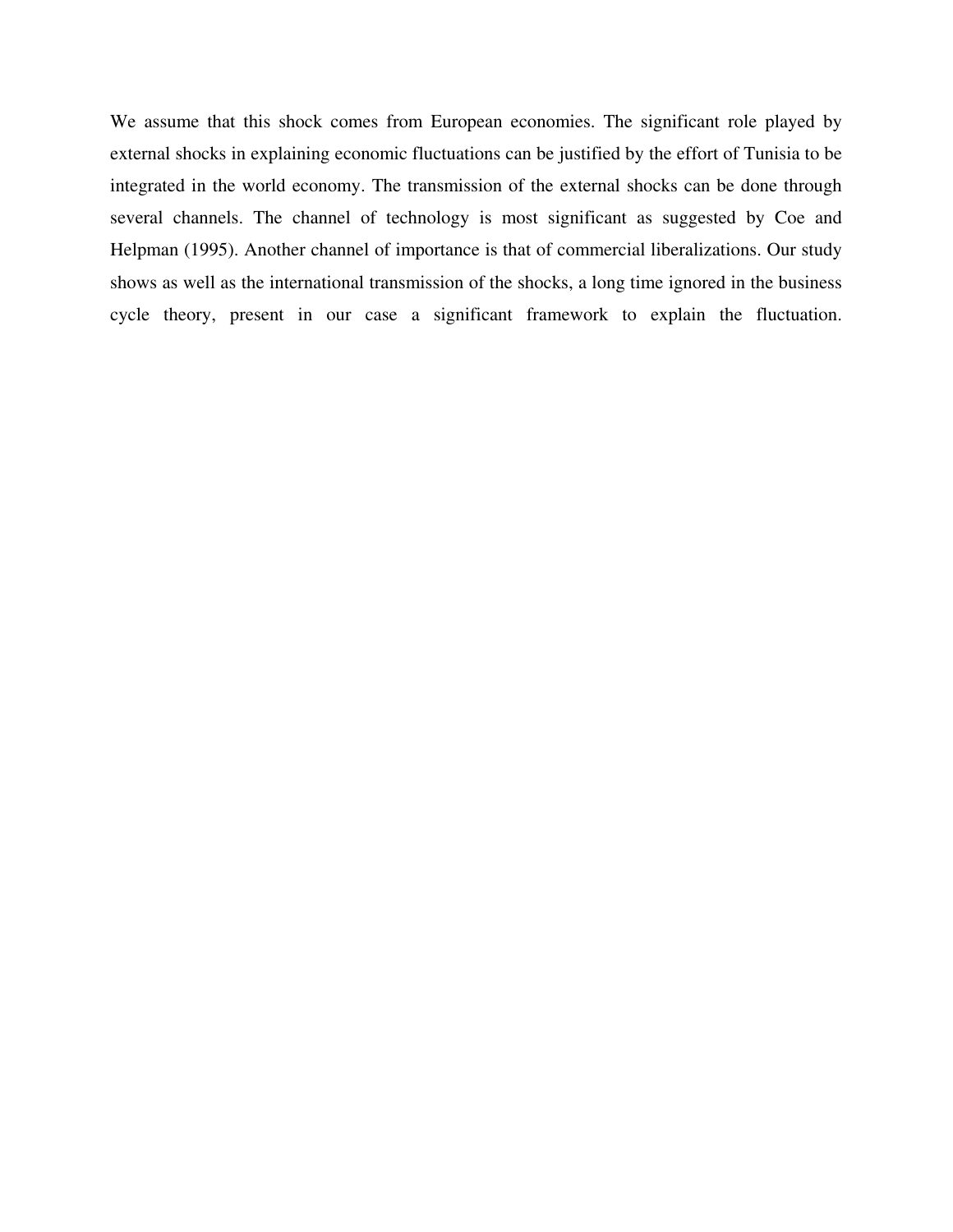We assume that this shock comes from European economies. The significant role played by external shocks in explaining economic fluctuations can be justified by the effort of Tunisia to be integrated in the world economy. The transmission of the external shocks can be done through several channels. The channel of technology is most significant as suggested by Coe and Helpman (1995). Another channel of importance is that of commercial liberalizations. Our study shows as well as the international transmission of the shocks, a long time ignored in the business cycle theory, present in our case a significant framework to explain the fluctuation.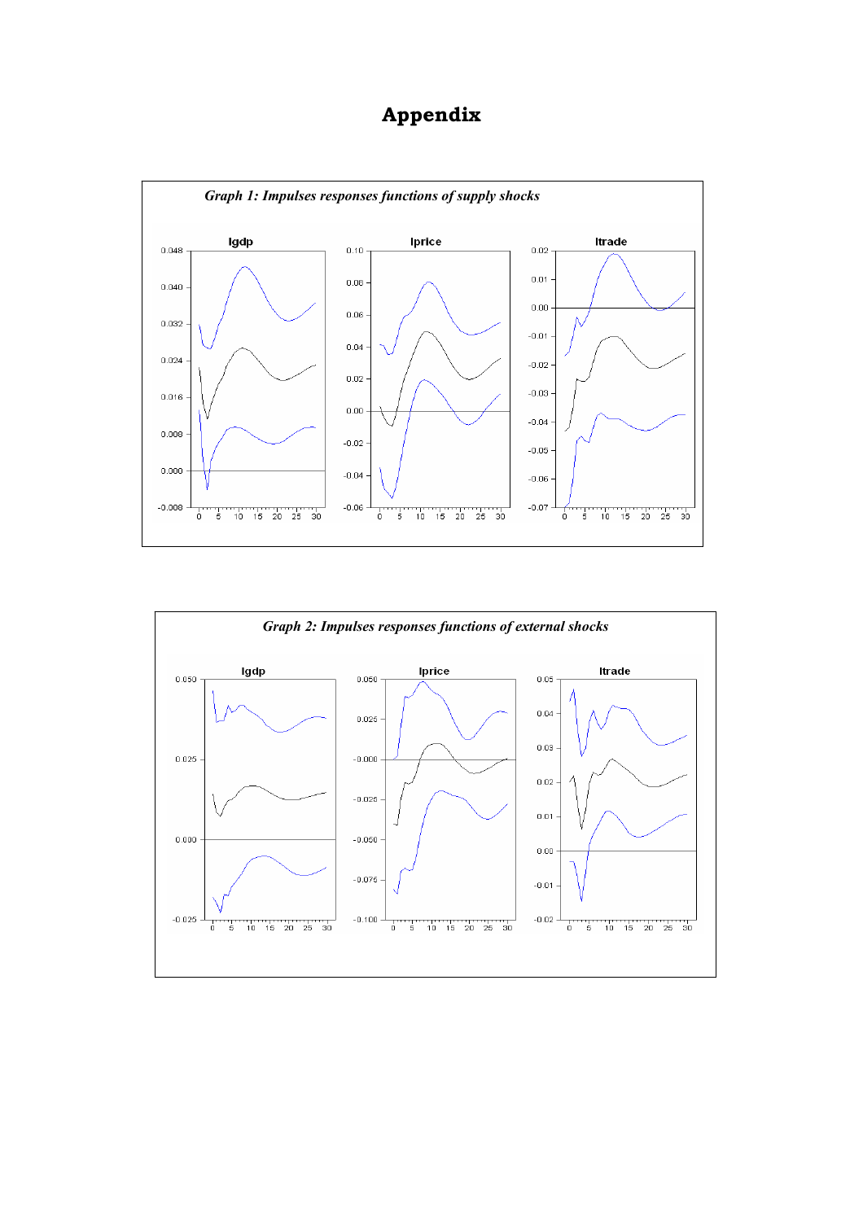# Appendix

*Graph 1: Impulses responses functions of supply shocks*

*Graph 2: Impulses responses functions of external shocks*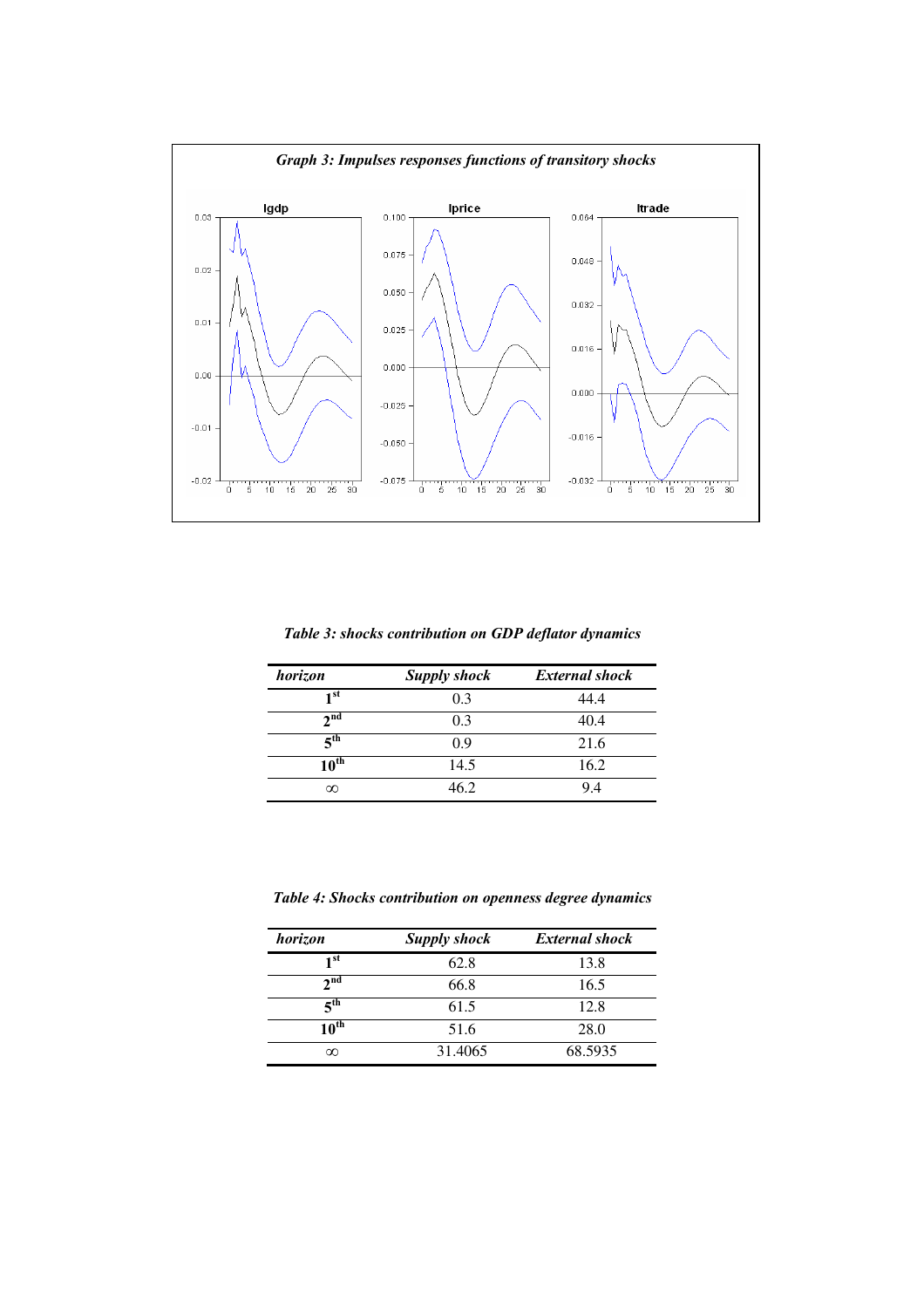*Graph 3: Impulses responses functions of transitory shocks*

*Table 3: shocks contribution on GDP deflator dynamics*

| *horizon* | *Supply shock* | *External shock* |
|---|---|---|
| **1st** | 0.3 | 44.4 |
| **2nd** | 0.3 | 40.4 |
| **5th** | 0.9 | 21.6 |
| **10th** | 14.5 | 16.2 |
| $\infty$ | 46.2 | 9.4 |

*Table 4: Shocks contribution on openness degree dynamics*

| *horizon* | *Supply shock* | *External shock* |
|---|---|---|
| **1st** | 62.8 | 13.8 |
| **2nd** | 66.8 | 16.5 |
| **5th** | 61.5 | 12.8 |
| **10th** | 51.6 | 28.0 |
| $\infty$ | 31.4065 | 68.5935 |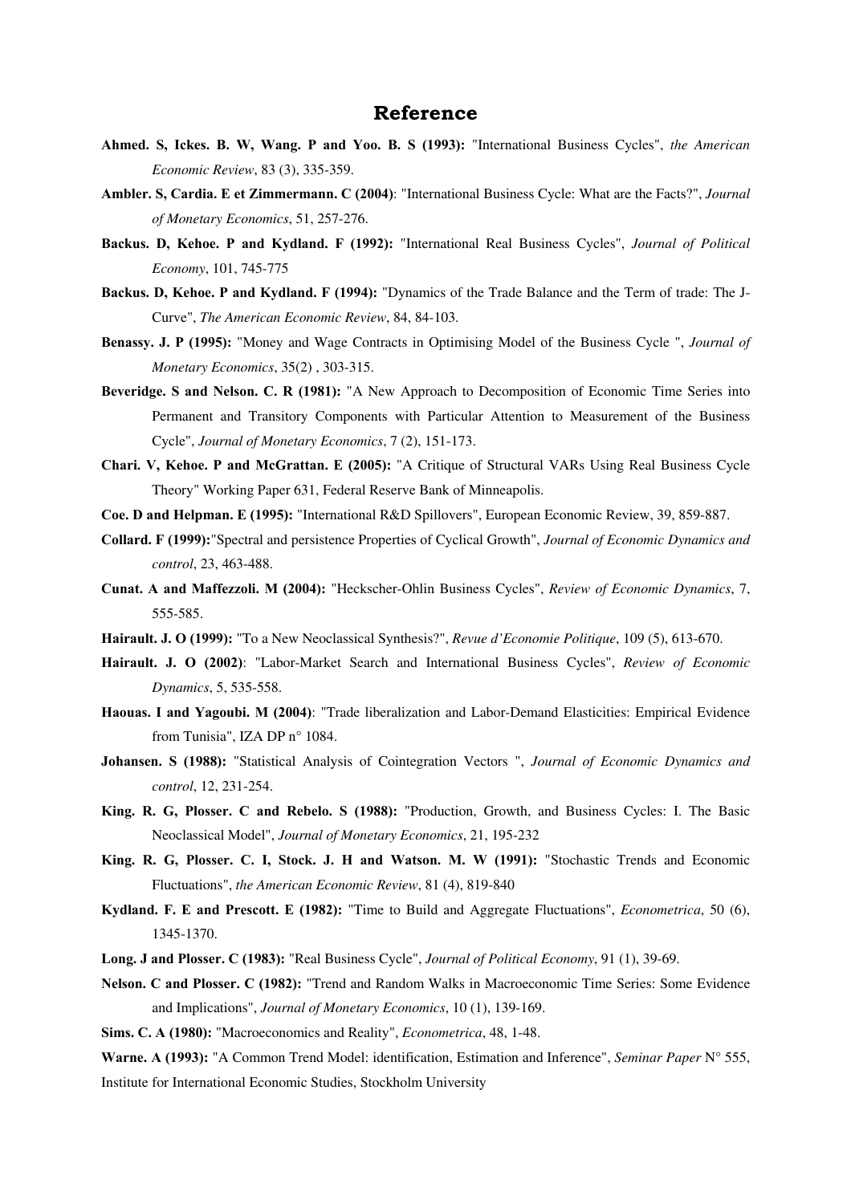# Reference

**Ahmed. S, Ickes. B. W, Wang. P and Yoo. B. S (1993):** "International Business Cycles", *the American Economic Review*, 83 (3), 335-359.

**Ambler. S, Cardia. E et Zimmermann. C (2004)**: "International Business Cycle: What are the Facts?", *Journal of Monetary Economics*, 51, 257-276.

**Backus. D, Kehoe. P and Kydland. F (1992):** "International Real Business Cycles", *Journal of Political Economy*, 101, 745-775

**Backus. D, Kehoe. P and Kydland. F (1994):** "Dynamics of the Trade Balance and the Term of trade: The J-Curve", *The American Economic Review*, 84, 84-103.

**Benassy. J. P (1995):** "Money and Wage Contracts in Optimising Model of the Business Cycle ", *Journal of Monetary Economics*, 35(2) , 303-315.

**Beveridge. S and Nelson. C. R (1981):** "A New Approach to Decomposition of Economic Time Series into Permanent and Transitory Components with Particular Attention to Measurement of the Business Cycle", *Journal of Monetary Economics*, 7 (2), 151-173.

**Chari. V, Kehoe. P and McGrattan. E (2005):** "A Critique of Structural VARs Using Real Business Cycle Theory" Working Paper 631, Federal Reserve Bank of Minneapolis.

**Coe. D and Helpman. E (1995):** "International R&D Spillovers", European Economic Review, 39, 859-887.

**Collard. F (1999):**"Spectral and persistence Properties of Cyclical Growth", *Journal of Economic Dynamics and control*, 23, 463-488.

**Cunat. A and Maffezzoli. M (2004):** "Heckscher-Ohlin Business Cycles", *Review of Economic Dynamics*, 7, 555-585.

**Hairault. J. O (1999):** "To a New Neoclassical Synthesis?", *Revue d'Economie Politique*, 109 (5), 613-670.

**Hairault. J. O (2002)**: "Labor-Market Search and International Business Cycles", *Review of Economic Dynamics*, 5, 535-558.

**Haouas. I and Yagoubi. M (2004)**: "Trade liberalization and Labor-Demand Elasticities: Empirical Evidence from Tunisia", IZA DP n° 1084.

**Johansen. S (1988):** "Statistical Analysis of Cointegration Vectors ", *Journal of Economic Dynamics and control*, 12, 231-254.

**King. R. G, Plosser. C and Rebelo. S (1988):** "Production, Growth, and Business Cycles: I. The Basic Neoclassical Model", *Journal of Monetary Economics*, 21, 195-232

**King. R. G, Plosser. C. I, Stock. J. H and Watson. M. W (1991):** "Stochastic Trends and Economic Fluctuations", *the American Economic Review*, 81 (4), 819-840

**Kydland. F. E and Prescott. E (1982):** "Time to Build and Aggregate Fluctuations", *Econometrica*, 50 (6), 1345-1370.

**Long. J and Plosser. C (1983):** "Real Business Cycle", *Journal of Political Economy*, 91 (1), 39-69.

**Nelson. C and Plosser. C (1982):** "Trend and Random Walks in Macroeconomic Time Series: Some Evidence and Implications", *Journal of Monetary Economics*, 10 (1), 139-169.

**Sims. C. A (1980):** "Macroeconomics and Reality", *Econometrica*, 48, 1-48.

**Warne. A (1993):** "A Common Trend Model: identification, Estimation and Inference", *Seminar Paper* N° 555, Institute for International Economic Studies, Stockholm University